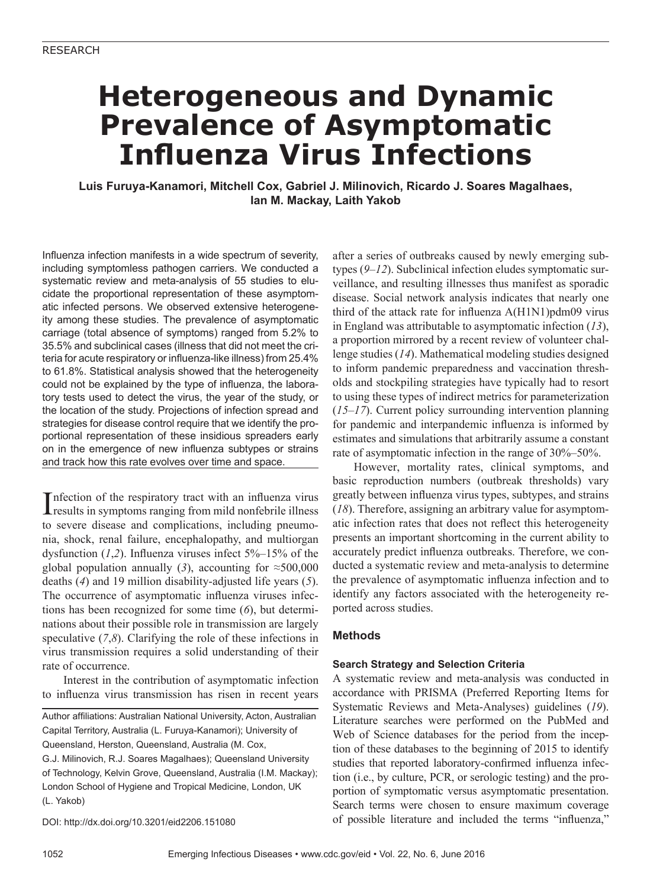# Heterogeneous and Dynamic Prevalence of Asymptomatic Influenza Virus Infections

**Luis Furuya-Kanamori, Mitchell Cox, Gabriel J. Milinovich, Ricardo J. Soares Magalhaes, Ian M. Mackay, Laith Yakob**

Influenza infection manifests in a wide spectrum of severity, including symptomless pathogen carriers. We conducted a systematic review and meta-analysis of 55 studies to elucidate the proportional representation of these asymptomatic infected persons. We observed extensive heterogeneity among these studies. The prevalence of asymptomatic carriage (total absence of symptoms) ranged from 5.2% to 35.5% and subclinical cases (illness that did not meet the criteria for acute respiratory or influenza-like illness) from 25.4% to 61.8%. Statistical analysis showed that the heterogeneity could not be explained by the type of influenza, the laboratory tests used to detect the virus, the year of the study, or the location of the study. Projections of infection spread and strategies for disease control require that we identify the proportional representation of these insidious spreaders early on in the emergence of new influenza subtypes or strains and track how this rate evolves over time and space.

Infection of the respiratory tract with an influenza virus results in symptoms ranging from mild nonfebrile illness to severe disease and complications, including pneumonia, shock, renal failure, encephalopathy, and multiorgan dysfunction (*1*,*2*). Influenza viruses infect 5%–15% of the global population annually (*3*), accounting for ≈500,000 deaths (*4*) and 19 million disability-adjusted life years (*5*). The occurrence of asymptomatic influenza viruses infections has been recognized for some time (*6*), but determinations about their possible role in transmission are largely speculative (*7*,*8*). Clarifying the role of these infections in virus transmission requires a solid understanding of their rate of occurrence.

Interest in the contribution of asymptomatic infection to influenza virus transmission has risen in recent years after a series of outbreaks caused by newly emerging subtypes (*9*–*12*). Subclinical infection eludes symptomatic surveillance, and resulting illnesses thus manifest as sporadic disease. Social network analysis indicates that nearly one third of the attack rate for influenza A(H1N1)pdm09 virus in England was attributable to asymptomatic infection (*13*), a proportion mirrored by a recent review of volunteer challenge studies (*14*). Mathematical modeling studies designed to inform pandemic preparedness and vaccination thresholds and stockpiling strategies have typically had to resort to using these types of indirect metrics for parameterization (*15*–*17*). Current policy surrounding intervention planning for pandemic and interpandemic influenza is informed by estimates and simulations that arbitrarily assume a constant rate of asymptomatic infection in the range of 30%–50%.

However, mortality rates, clinical symptoms, and basic reproduction numbers (outbreak thresholds) vary greatly between influenza virus types, subtypes, and strains (*18*). Therefore, assigning an arbitrary value for asymptomatic infection rates that does not reflect this heterogeneity presents an important shortcoming in the current ability to accurately predict influenza outbreaks. Therefore, we conducted a systematic review and meta-analysis to determine the prevalence of asymptomatic influenza infection and to identify any factors associated with the heterogeneity reported across studies.

## Methods

### Search Strategy and Selection Criteria

A systematic review and meta-analysis was conducted in accordance with PRISMA (Preferred Reporting Items for Systematic Reviews and Meta-Analyses) guidelines (*19*). Literature searches were performed on the PubMed and Web of Science databases for the period from the inception of these databases to the beginning of 2015 to identify studies that reported laboratory-confirmed influenza infection (i.e., by culture, PCR, or serologic testing) and the proportion of symptomatic versus asymptomatic presentation. Search terms were chosen to ensure maximum coverage of possible literature and included the terms "influenza,"

Author affiliations: Australian National University, Acton, Australian Capital Territory, Australia (L. Furuya-Kanamori); University of Queensland, Herston, Queensland, Australia (M. Cox, G.J. Milinovich, R.J. Soares Magalhaes); Queensland University of Technology, Kelvin Grove, Queensland, Australia (I.M. Mackay); London School of Hygiene and Tropical Medicine, London, UK (L. Yakob)

DOI: http://dx.doi.org/10.3201/eid2206.151080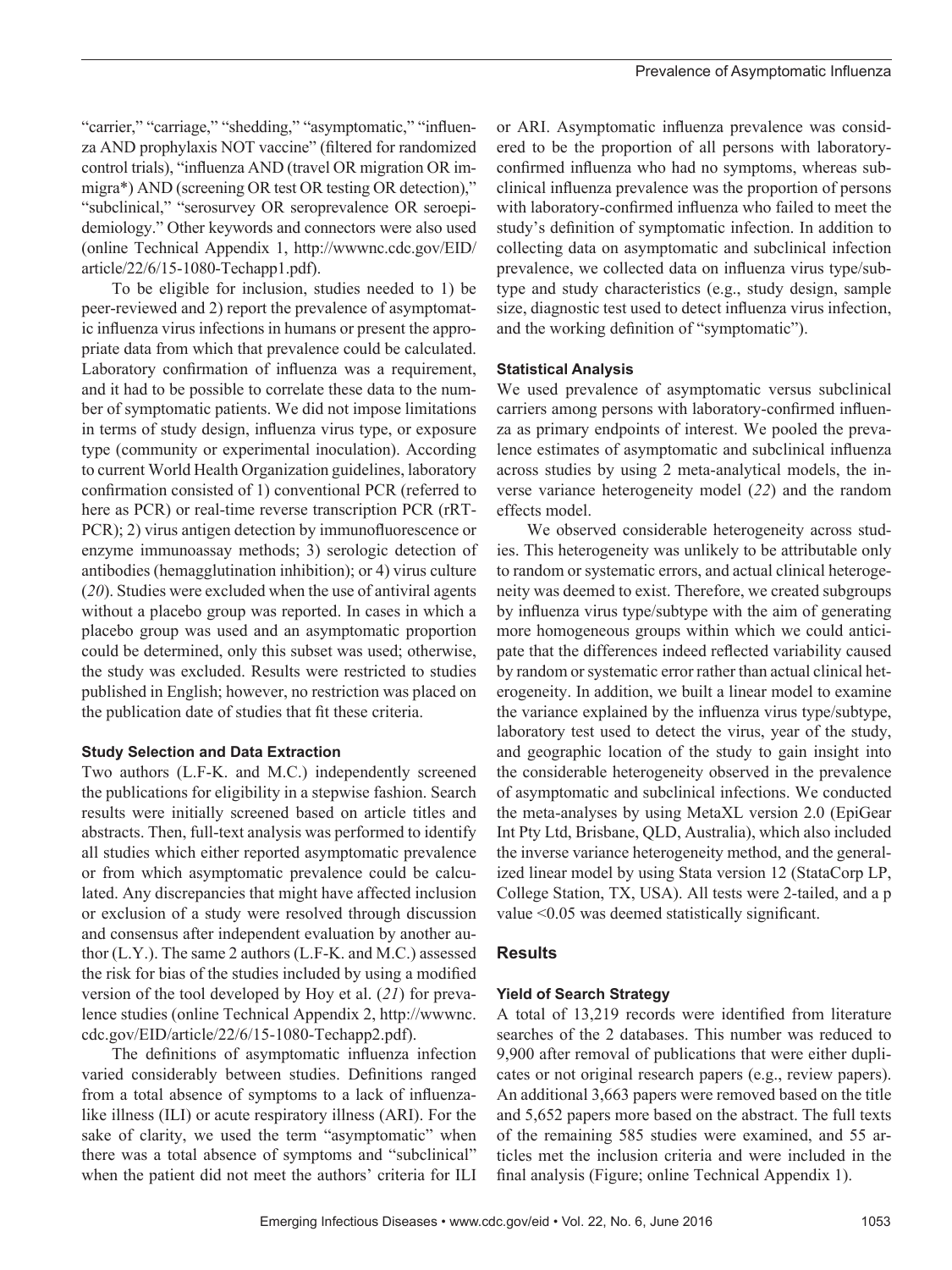"carrier," "carriage," "shedding," "asymptomatic," "influenza AND prophylaxis NOT vaccine" (filtered for randomized control trials), "influenza AND (travel OR migration OR immigra*) AND (screening OR test OR testing OR detection)," "subclinical," "serosurvey OR seroprevalence OR seroepidemiology." Other keywords and connectors were also used (online Technical Appendix 1, http://wwwnc.cdc.gov/EID/article/22/6/15-1080-Techapp1.pdf).

To be eligible for inclusion, studies needed to 1) be peer-reviewed and 2) report the prevalence of asymptomatic influenza virus infections in humans or present the appropriate data from which that prevalence could be calculated. Laboratory confirmation of influenza was a requirement, and it had to be possible to correlate these data to the number of symptomatic patients. We did not impose limitations in terms of study design, influenza virus type, or exposure type (community or experimental inoculation). According to current World Health Organization guidelines, laboratory confirmation consisted of 1) conventional PCR (referred to here as PCR) or real-time reverse transcription PCR (rRT-PCR); 2) virus antigen detection by immunofluorescence or enzyme immunoassay methods; 3) serologic detection of antibodies (hemagglutination inhibition); or 4) virus culture (*20*). Studies were excluded when the use of antiviral agents without a placebo group was reported. In cases in which a placebo group was used and an asymptomatic proportion could be determined, only this subset was used; otherwise, the study was excluded. Results were restricted to studies published in English; however, no restriction was placed on the publication date of studies that fit these criteria.

### Study Selection and Data Extraction

Two authors (L.F-K. and M.C.) independently screened the publications for eligibility in a stepwise fashion. Search results were initially screened based on article titles and abstracts. Then, full-text analysis was performed to identify all studies which either reported asymptomatic prevalence or from which asymptomatic prevalence could be calculated. Any discrepancies that might have affected inclusion or exclusion of a study were resolved through discussion and consensus after independent evaluation by another author (L.Y.). The same 2 authors (L.F-K. and M.C.) assessed the risk for bias of the studies included by using a modified version of the tool developed by Hoy et al. (*21*) for prevalence studies (online Technical Appendix 2, http://wwwnc.cdc.gov/EID/article/22/6/15-1080-Techapp2.pdf).

The definitions of asymptomatic influenza infection varied considerably between studies. Definitions ranged from a total absence of symptoms to a lack of influenza-like illness (ILI) or acute respiratory illness (ARI). For the sake of clarity, we used the term "asymptomatic" when there was a total absence of symptoms and "subclinical" when the patient did not meet the authors' criteria for ILI or ARI. Asymptomatic influenza prevalence was considered to be the proportion of all persons with laboratory-confirmed influenza who had no symptoms, whereas subclinical influenza prevalence was the proportion of persons with laboratory-confirmed influenza who failed to meet the study's definition of symptomatic infection. In addition to collecting data on asymptomatic and subclinical infection prevalence, we collected data on influenza virus type/subtype and study characteristics (e.g., study design, sample size, diagnostic test used to detect influenza virus infection, and the working definition of "symptomatic").

### Statistical Analysis

We used prevalence of asymptomatic versus subclinical carriers among persons with laboratory-confirmed influenza as primary endpoints of interest. We pooled the prevalence estimates of asymptomatic and subclinical influenza across studies by using 2 meta-analytical models, the inverse variance heterogeneity model (*22*) and the random effects model.

We observed considerable heterogeneity across studies. This heterogeneity was unlikely to be attributable only to random or systematic errors, and actual clinical heterogeneity was deemed to exist. Therefore, we created subgroups by influenza virus type/subtype with the aim of generating more homogeneous groups within which we could anticipate that the differences indeed reflected variability caused by random or systematic error rather than actual clinical heterogeneity. In addition, we built a linear model to examine the variance explained by the influenza virus type/subtype, laboratory test used to detect the virus, year of the study, and geographic location of the study to gain insight into the considerable heterogeneity observed in the prevalence of asymptomatic and subclinical infections. We conducted the meta-analyses by using MetaXL version 2.0 (EpiGear Int Pty Ltd, Brisbane, QLD, Australia), which also included the inverse variance heterogeneity method, and the generalized linear model by using Stata version 12 (StataCorp LP, College Station, TX, USA). All tests were 2-tailed, and a p value $<0.05$ was deemed statistically significant.

## Results

### Yield of Search Strategy

A total of 13,219 records were identified from literature searches of the 2 databases. This number was reduced to 9,900 after removal of publications that were either duplicates or not original research papers (e.g., review papers). An additional 3,663 papers were removed based on the title and 5,652 papers more based on the abstract. The full texts of the remaining 585 studies were examined, and 55 articles met the inclusion criteria and were included in the final analysis (Figure; online Technical Appendix 1).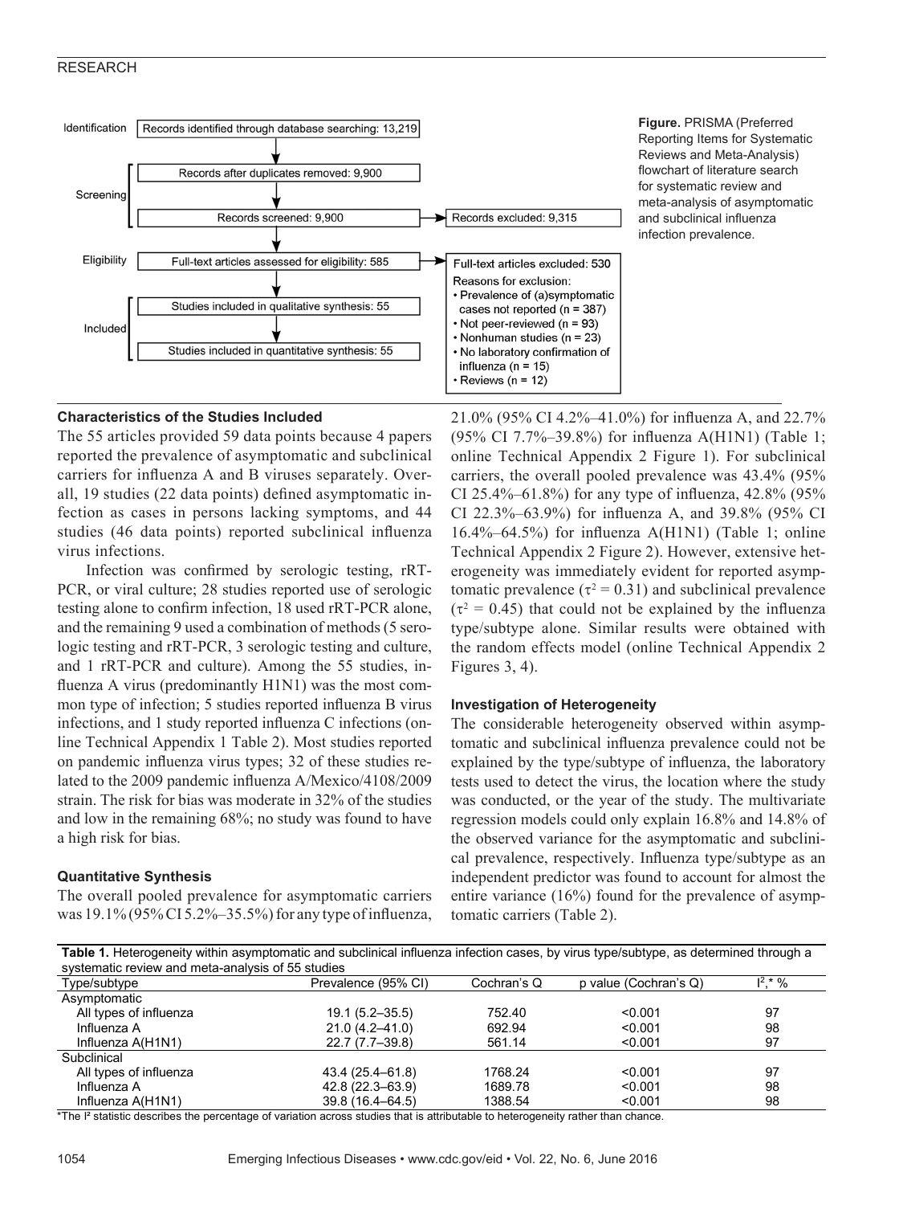Identification: Records identified through database searching: 13,219

Screening: Records after duplicates removed: 9,900

Records screened: 9,900 → Records excluded: 9,315

Eligibility: Full-text articles assessed for eligibility: 585 → Full-text articles excluded: 530

Reasons for exclusion:
- Prevalence of (a)symptomatic cases not reported (n = 387)
- Not peer-reviewed (n = 93)
- Nonhuman studies (n = 23)
- No laboratory confirmation of influenza (n = 15)
- Reviews (n = 12)

Included: Studies included in qualitative synthesis: 55

Studies included in quantitative synthesis: 55

**Figure.** PRISMA (Preferred Reporting Items for Systematic Reviews and Meta-Analysis) flowchart of literature search for systematic review and meta-analysis of asymptomatic and subclinical influenza infection prevalence.

### Characteristics of the Studies Included

The 55 articles provided 59 data points because 4 papers reported the prevalence of asymptomatic and subclinical carriers for influenza A and B viruses separately. Overall, 19 studies (22 data points) defined asymptomatic infection as cases in persons lacking symptoms, and 44 studies (46 data points) reported subclinical influenza virus infections.

Infection was confirmed by serologic testing, rRT-PCR, or viral culture; 28 studies reported use of serologic testing alone to confirm infection, 18 used rRT-PCR alone, and the remaining 9 used a combination of methods (5 serologic testing and rRT-PCR, 3 serologic testing and culture, and 1 rRT-PCR and culture). Among the 55 studies, influenza A virus (predominantly H1N1) was the most common type of infection; 5 studies reported influenza B virus infections, and 1 study reported influenza C infections (online Technical Appendix 1 Table 2). Most studies reported on pandemic influenza virus types; 32 of these studies related to the 2009 pandemic influenza A/Mexico/4108/2009 strain. The risk for bias was moderate in 32% of the studies and low in the remaining 68%; no study was found to have a high risk for bias.

### Quantitative Synthesis

The overall pooled prevalence for asymptomatic carriers was 19.1% (95% CI 5.2%–35.5%) for any type of influenza, 21.0% (95% CI 4.2%–41.0%) for influenza A, and 22.7% (95% CI 7.7%–39.8%) for influenza A(H1N1) (Table 1; online Technical Appendix 2 Figure 1). For subclinical carriers, the overall pooled prevalence was 43.4% (95% CI 25.4%–61.8%) for any type of influenza, 42.8% (95% CI 22.3%–63.9%) for influenza A, and 39.8% (95% CI 16.4%–64.5%) for influenza A(H1N1) (Table 1; online Technical Appendix 2 Figure 2). However, extensive heterogeneity was immediately evident for reported asymptomatic prevalence ($\tau^2 = 0.31$) and subclinical prevalence ($\tau^2 = 0.45$) that could not be explained by the influenza type/subtype alone. Similar results were obtained with the random effects model (online Technical Appendix 2 Figures 3, 4).

### Investigation of Heterogeneity

The considerable heterogeneity observed within asymptomatic and subclinical influenza prevalence could not be explained by the type/subtype of influenza, the laboratory tests used to detect the virus, the location where the study was conducted, or the year of the study. The multivariate regression models could only explain 16.8% and 14.8% of the observed variance for the asymptomatic and subclinical prevalence, respectively. Influenza type/subtype as an independent predictor was found to account for almost the entire variance (16%) found for the prevalence of asymptomatic carriers (Table 2).

**Table 1.** Heterogeneity within asymptomatic and subclinical influenza infection cases, by virus type/subtype, as determined through a systematic review and meta-analysis of 55 studies

| Type/subtype | Prevalence (95% CI) | Cochran's Q | p value (Cochran's Q) | $I^2$,* % |
|---|---|---|---|---|
| Asymptomatic | | | | |
| All types of influenza | 19.1 (5.2–35.5) | 752.40 | <0.001 | 97 |
| Influenza A | 21.0 (4.2–41.0) | 692.94 | <0.001 | 98 |
| Influenza A(H1N1) | 22.7 (7.7–39.8) | 561.14 | <0.001 | 97 |
| Subclinical | | | | |
| All types of influenza | 43.4 (25.4–61.8) | 1768.24 | <0.001 | 97 |
| Influenza A | 42.8 (22.3–63.9) | 1689.78 | <0.001 | 98 |
| Influenza A(H1N1) | 39.8 (16.4–64.5) | 1388.54 | <0.001 | 98 |

*The $I^2$ statistic describes the percentage of variation across studies that is attributable to heterogeneity rather than chance.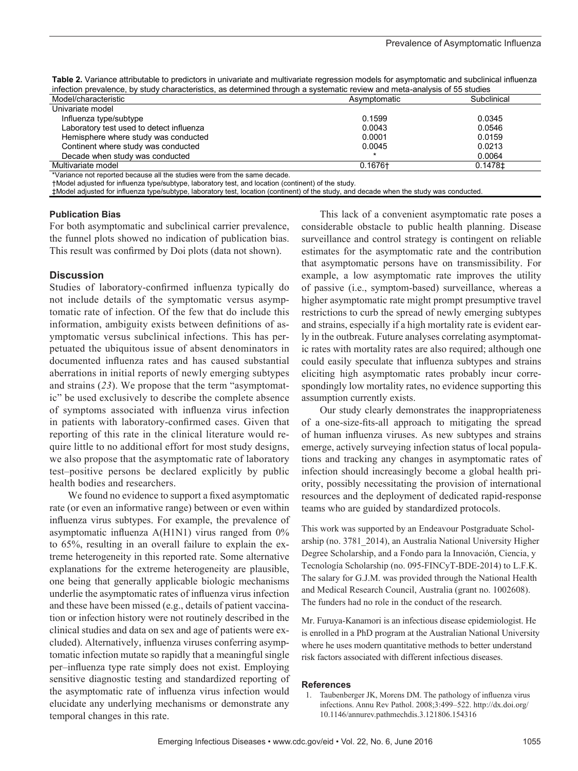**Table 2.** Variance attributable to predictors in univariate and multivariate regression models for asymptomatic and subclinical influenza infection prevalence, by study characteristics, as determined through a systematic review and meta-analysis of 55 studies

| Model/characteristic | Asymptomatic | Subclinical |
|---|---|---|
| Univariate model | | |
| Influenza type/subtype | 0.1599 | 0.0345 |
| Laboratory test used to detect influenza | 0.0043 | 0.0546 |
| Hemisphere where study was conducted | 0.0001 | 0.0159 |
| Continent where study was conducted | 0.0045 | 0.0213 |
| Decade when study was conducted | * | 0.0064 |
| Multivariate model | 0.1676† | 0.1478‡ |

*Variance not reported because all the studies were from the same decade.
†Model adjusted for influenza type/subtype, laboratory test, and location (continent) of the study.
‡Model adjusted for influenza type/subtype, laboratory test, location (continent) of the study, and decade when the study was conducted.

### Publication Bias

For both asymptomatic and subclinical carrier prevalence, the funnel plots showed no indication of publication bias. This result was confirmed by Doi plots (data not shown).

## Discussion

Studies of laboratory-confirmed influenza typically do not include details of the symptomatic versus asymptomatic rate of infection. Of the few that do include this information, ambiguity exists between definitions of asymptomatic versus subclinical infections. This has perpetuated the ubiquitous issue of absent denominators in documented influenza rates and has caused substantial aberrations in initial reports of newly emerging subtypes and strains (*23*). We propose that the term "asymptomatic" be used exclusively to describe the complete absence of symptoms associated with influenza virus infection in patients with laboratory-confirmed cases. Given that reporting of this rate in the clinical literature would require little to no additional effort for most study designs, we also propose that the asymptomatic rate of laboratory test–positive persons be declared explicitly by public health bodies and researchers.

We found no evidence to support a fixed asymptomatic rate (or even an informative range) between or even within influenza virus subtypes. For example, the prevalence of asymptomatic influenza A(H1N1) virus ranged from 0% to 65%, resulting in an overall failure to explain the extreme heterogeneity in this reported rate. Some alternative explanations for the extreme heterogeneity are plausible, one being that generally applicable biologic mechanisms underlie the asymptomatic rates of influenza virus infection and these have been missed (e.g., details of patient vaccination or infection history were not routinely described in the clinical studies and data on sex and age of patients were excluded). Alternatively, influenza viruses conferring asymptomatic infection mutate so rapidly that a meaningful single per–influenza type rate simply does not exist. Employing sensitive diagnostic testing and standardized reporting of the asymptomatic rate of influenza virus infection would elucidate any underlying mechanisms or demonstrate any temporal changes in this rate.

This lack of a convenient asymptomatic rate poses a considerable obstacle to public health planning. Disease surveillance and control strategy is contingent on reliable estimates for the asymptomatic rate and the contribution that asymptomatic persons have on transmissibility. For example, a low asymptomatic rate improves the utility of passive (i.e., symptom-based) surveillance, whereas a higher asymptomatic rate might prompt presumptive travel restrictions to curb the spread of newly emerging subtypes and strains, especially if a high mortality rate is evident early in the outbreak. Future analyses correlating asymptomatic rates with mortality rates are also required; although one could easily speculate that influenza subtypes and strains eliciting high asymptomatic rates probably incur correspondingly low mortality rates, no evidence supporting this assumption currently exists.

Our study clearly demonstrates the inappropriateness of a one-size-fits-all approach to mitigating the spread of human influenza viruses. As new subtypes and strains emerge, actively surveying infection status of local populations and tracking any changes in asymptomatic rates of infection should increasingly become a global health priority, possibly necessitating the provision of international resources and the deployment of dedicated rapid-response teams who are guided by standardized protocols.

This work was supported by an Endeavour Postgraduate Scholarship (no. 3781_2014), an Australia National University Higher Degree Scholarship, and a Fondo para la Innovación, Ciencia, y Tecnología Scholarship (no. 095-FINCyT-BDE-2014) to L.F.K. The salary for G.J.M. was provided through the National Health and Medical Research Council, Australia (grant no. 1002608). The funders had no role in the conduct of the research.

Mr. Furuya-Kanamori is an infectious disease epidemiologist. He is enrolled in a PhD program at the Australian National University where he uses modern quantitative methods to better understand risk factors associated with different infectious diseases.

### References

1. Taubenberger JK, Morens DM. The pathology of influenza virus infections. Annu Rev Pathol. 2008;3:499–522. http://dx.doi.org/10.1146/annurev.pathmechdis.3.121806.154316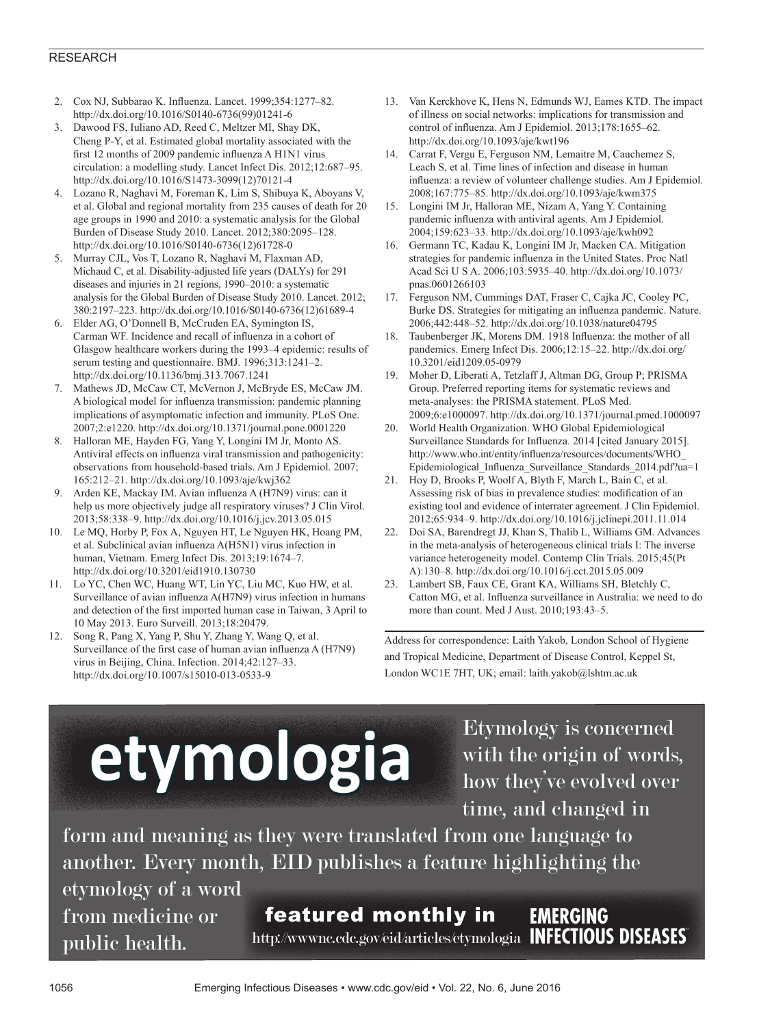2. Cox NJ, Subbarao K. Influenza. Lancet. 1999;354:1277–82. http://dx.doi.org/10.1016/S0140-6736(99)01241-6
3. Dawood FS, Iuliano AD, Reed C, Meltzer MI, Shay DK, Cheng P-Y, et al. Estimated global mortality associated with the first 12 months of 2009 pandemic influenza A H1N1 virus circulation: a modelling study. Lancet Infect Dis. 2012;12:687–95. http://dx.doi.org/10.1016/S1473-3099(12)70121-4
4. Lozano R, Naghavi M, Foreman K, Lim S, Shibuya K, Aboyans V, et al. Global and regional mortality from 235 causes of death for 20 age groups in 1990 and 2010: a systematic analysis for the Global Burden of Disease Study 2010. Lancet. 2012;380:2095–128. http://dx.doi.org/10.1016/S0140-6736(12)61728-0
5. Murray CJL, Vos T, Lozano R, Naghavi M, Flaxman AD, Michaud C, et al. Disability-adjusted life years (DALYs) for 291 diseases and injuries in 21 regions, 1990–2010: a systematic analysis for the Global Burden of Disease Study 2010. Lancet. 2012; 380:2197–223. http://dx.doi.org/10.1016/S0140-6736(12)61689-4
6. Elder AG, O'Donnell B, McCruden EA, Symington IS, Carman WF. Incidence and recall of influenza in a cohort of Glasgow healthcare workers during the 1993–4 epidemic: results of serum testing and questionnaire. BMJ. 1996;313:1241–2. http://dx.doi.org/10.1136/bmj.313.7067.1241
7. Mathews JD, McCaw CT, McVernon J, McBryde ES, McCaw JM. A biological model for influenza transmission: pandemic planning implications of asymptomatic infection and immunity. PLoS One. 2007;2:e1220. http://dx.doi.org/10.1371/journal.pone.0001220
8. Halloran ME, Hayden FG, Yang Y, Longini IM Jr, Monto AS. Antiviral effects on influenza viral transmission and pathogenicity: observations from household-based trials. Am J Epidemiol. 2007; 165:212–21. http://dx.doi.org/10.1093/aje/kwj362
9. Arden KE, Mackay IM. Avian influenza A (H7N9) virus: can it help us more objectively judge all respiratory viruses? J Clin Virol. 2013;58:338–9. http://dx.doi.org/10.1016/j.jcv.2013.05.015
10. Le MQ, Horby P, Fox A, Nguyen HT, Le Nguyen HK, Hoang PM, et al. Subclinical avian influenza A(H5N1) virus infection in human, Vietnam. Emerg Infect Dis. 2013;19:1674–7. http://dx.doi.org/10.3201/eid1910.130730
11. Lo YC, Chen WC, Huang WT, Lin YC, Liu MC, Kuo HW, et al. Surveillance of avian influenza A(H7N9) virus infection in humans and detection of the first imported human case in Taiwan, 3 April to 10 May 2013. Euro Surveill. 2013;18:20479.
12. Song R, Pang X, Yang P, Shu Y, Zhang Y, Wang Q, et al. Surveillance of the first case of human avian influenza A (H7N9) virus in Beijing, China. Infection. 2014;42:127–33. http://dx.doi.org/10.1007/s15010-013-0533-9
13. Van Kerckhove K, Hens N, Edmunds WJ, Eames KTD. The impact of illness on social networks: implications for transmission and control of influenza. Am J Epidemiol. 2013;178:1655–62. http://dx.doi.org/10.1093/aje/kwt196
14. Carrat F, Vergu E, Ferguson NM, Lemaitre M, Cauchemez S, Leach S, et al. Time lines of infection and disease in human influenza: a review of volunteer challenge studies. Am J Epidemiol. 2008;167:775–85. http://dx.doi.org/10.1093/aje/kwm375
15. Longini IM Jr, Halloran ME, Nizam A, Yang Y. Containing pandemic influenza with antiviral agents. Am J Epidemiol. 2004;159:623–33. http://dx.doi.org/10.1093/aje/kwh092
16. Germann TC, Kadau K, Longini IM Jr, Macken CA. Mitigation strategies for pandemic influenza in the United States. Proc Natl Acad Sci U S A. 2006;103:5935–40. http://dx.doi.org/10.1073/pnas.0601266103
17. Ferguson NM, Cummings DAT, Fraser C, Cajka JC, Cooley PC, Burke DS. Strategies for mitigating an influenza pandemic. Nature. 2006;442:448–52. http://dx.doi.org/10.1038/nature04795
18. Taubenberger JK, Morens DM. 1918 Influenza: the mother of all pandemics. Emerg Infect Dis. 2006;12:15–22. http://dx.doi.org/10.3201/eid1209.05-0979
19. Moher D, Liberati A, Tetzlaff J, Altman DG, Group P; PRISMA Group. Preferred reporting items for systematic reviews and meta-analyses: the PRISMA statement. PLoS Med. 2009;6:e1000097. http://dx.doi.org/10.1371/journal.pmed.1000097
20. World Health Organization. WHO Global Epidemiological Surveillance Standards for Influenza. 2014 [cited January 2015]. http://www.who.int/entity/influenza/resources/documents/WHO_Epidemiological_Influenza_Surveillance_Standards_2014.pdf?ua=1
21. Hoy D, Brooks P, Woolf A, Blyth F, March L, Bain C, et al. Assessing risk of bias in prevalence studies: modification of an existing tool and evidence of interrater agreement. J Clin Epidemiol. 2012;65:934–9. http://dx.doi.org/10.1016/j.jclinepi.2011.11.014
22. Doi SA, Barendregt JJ, Khan S, Thalib L, Williams GM. Advances in the meta-analysis of heterogeneous clinical trials I: The inverse variance heterogeneity model. Contemp Clin Trials. 2015;45(Pt A):130–8. http://dx.doi.org/10.1016/j.cct.2015.05.009
23. Lambert SB, Faux CE, Grant KA, Williams SH, Bletchly C, Catton MG, et al. Influenza surveillance in Australia: we need to do more than count. Med J Aust. 2010;193:43–5.

Address for correspondence: Laith Yakob, London School of Hygiene and Tropical Medicine, Department of Disease Control, Keppel St, London WC1E 7HT, UK; email: laith.yakob@lshtm.ac.uk

**etymologia**

Etymology is concerned with the origin of words, how they've evolved over time, and changed in form and meaning as they were translated from one language to another. Every month, EID publishes a feature highlighting the etymology of a word from medicine or public health.

**featured monthly in** EMERGING INFECTIOUS DISEASES

http://wwwnc.cdc.gov/eid/articles/etymologia